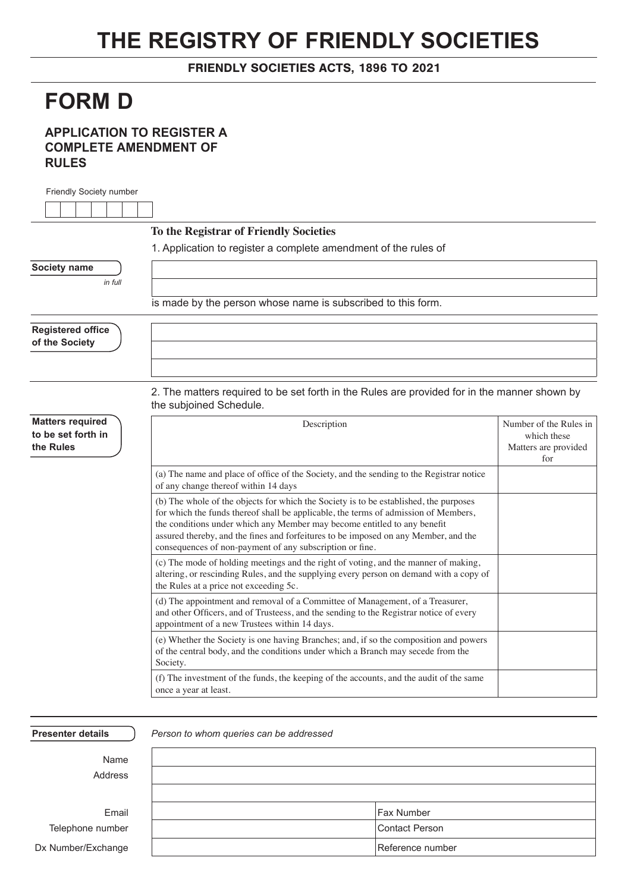# THE REGISTRY OF FRIENDLY SOCIETIES

**FRIENDLY SOCIETIES ACTS, 1896 TO 2021**

# FORM D

## APPLICATION TO REGISTER A COMPLETE AMENDMENT OF RULES

Friendly Society number

| | | | | | | |
|---|---|---|---|---|---|---|
| | | | | | | |

**To the Registrar of Friendly Societies**

1. Application to register a complete amendment of the rules of

**Society name** *in full*

_______________________________________________

_______________________________________________

is made by the person whose name is subscribed to this form.

**Registered office of the Society**

_______________________________________________

_______________________________________________

_______________________________________________

2. The matters required to be set forth in the Rules are provided for in the manner shown by the subjoined Schedule.

**Matters required to be set forth in the Rules**

| Description | Number of the Rules in which these Matters are provided for |
|---|---|
| (a) The name and place of office of the Society, and the sending to the Registrar notice of any change thereof within 14 days | |
| (b) The whole of the objects for which the Society is to be established, the purposes for which the funds thereof shall be applicable, the terms of admission of Members, the conditions under which any Member may become entitled to any benefit assured thereby, and the fines and forfeitures to be imposed on any Member, and the consequences of non-payment of any subscription or fine. | |
| (c) The mode of holding meetings and the right of voting, and the manner of making, altering, or rescinding Rules, and the supplying every person on demand with a copy of the Rules at a price not exceeding 5c. | |
| (d) The appointment and removal of a Committee of Management, of a Treasurer, and other Officers, and of Trusteess, and the sending to the Registrar notice of every appointment of a new Trustees within 14 days. | |
| (e) Whether the Society is one having Branches; and, if so the composition and powers of the central body, and the conditions under which a Branch may secede from the Society. | |
| (f) The investment of the funds, the keeping of the accounts, and the audit of the same once a year at least. | |

**Presenter details**

*Person to whom queries can be addressed*

| | | |
|---|---|---|
| Name | | |
| Address | | |
| | | |
| Email | | Fax Number |
| Telephone number | | Contact Person |
| Dx Number/Exchange | | Reference number |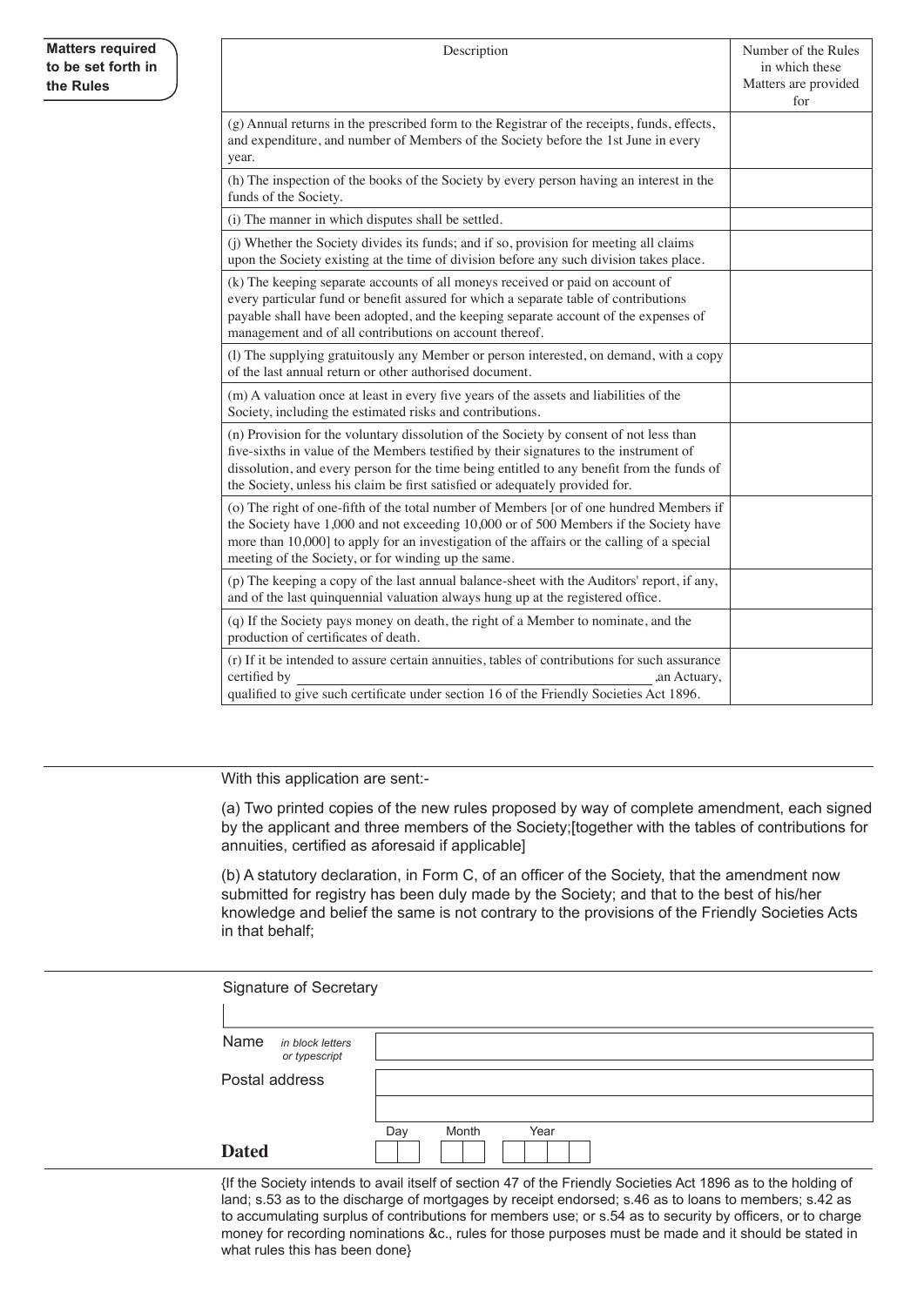**Matters required to be set forth in the Rules**

| Description | Number of the Rules in which these Matters are provided for |
|---|---|
| (g) Annual returns in the prescribed form to the Registrar of the receipts, funds, effects, and expenditure, and number of Members of the Society before the 1st June in every year. | |
| (h) The inspection of the books of the Society by every person having an interest in the funds of the Society. | |
| (i) The manner in which disputes shall be settled. | |
| (j) Whether the Society divides its funds; and if so, provision for meeting all claims upon the Society existing at the time of division before any such division takes place. | |
| (k) The keeping separate accounts of all moneys received or paid on account of every particular fund or benefit assured for which a separate table of contributions payable shall have been adopted, and the keeping separate account of the expenses of management and of all contributions on account thereof. | |
| (l) The supplying gratuitously any Member or person interested, on demand, with a copy of the last annual return or other authorised document. | |
| (m) A valuation once at least in every five years of the assets and liabilities of the Society, including the estimated risks and contributions. | |
| (n) Provision for the voluntary dissolution of the Society by consent of not less than five-sixths in value of the Members testified by their signatures to the instrument of dissolution, and every person for the time being entitled to any benefit from the funds of the Society, unless his claim be first satisfied or adequately provided for. | |
| (o) The right of one-fifth of the total number of Members [or of one hundred Members if the Society have 1,000 and not exceeding 10,000 or of 500 Members if the Society have more than 10,000] to apply for an investigation of the affairs or the calling of a special meeting of the Society, or for winding up the same. | |
| (p) The keeping a copy of the last annual balance-sheet with the Auditors' report, if any, and of the last quinquennial valuation always hung up at the registered office. | |
| (q) If the Society pays money on death, the right of a Member to nominate, and the production of certificates of death. | |
| (r) If it be intended to assure certain annuities, tables of contributions for such assurance certified by ______________________ ,an Actuary, qualified to give such certificate under section 16 of the Friendly Societies Act 1896. | |

With this application are sent:-

(a) Two printed copies of the new rules proposed by way of complete amendment, each signed by the applicant and three members of the Society;[together with the tables of contributions for annuities, certified as aforesaid if applicable]

(b) A statutory declaration, in Form C, of an officer of the Society, that the amendment now submitted for registry has been duly made by the Society; and that to the best of his/her knowledge and belief the same is not contrary to the provisions of the Friendly Societies Acts in that behalf;

Signature of Secretary

Name *in block letters or typescript*

Postal address

**Dated** Day Month Year

{If the Society intends to avail itself of section 47 of the Friendly Societies Act 1896 as to the holding of land; s.53 as to the discharge of mortgages by receipt endorsed; s.46 as to loans to members; s.42 as to accumulating surplus of contributions for members use; or s.54 as to security by officers, or to charge money for recording nominations &c., rules for those purposes must be made and it should be stated in what rules this has been done}